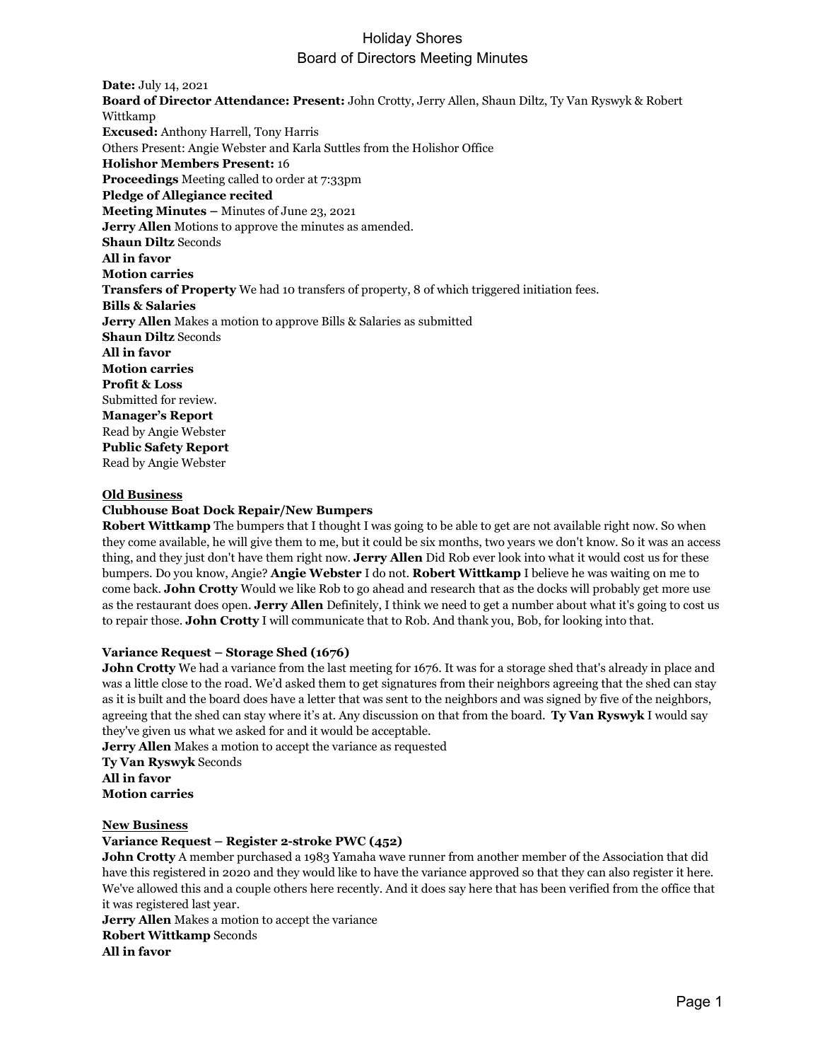# Holiday Shores
## Board of Directors Meeting Minutes

**Date:** July 14, 2021
**Board of Director Attendance: Present:** John Crotty, Jerry Allen, Shaun Diltz, Ty Van Ryswyk & Robert Wittkamp
**Excused:** Anthony Harrell, Tony Harris
Others Present: Angie Webster and Karla Suttles from the Holishor Office
**Holishor Members Present:** 16
**Proceedings** Meeting called to order at 7:33pm
**Pledge of Allegiance recited**
**Meeting Minutes –** Minutes of June 23, 2021
**Jerry Allen** Motions to approve the minutes as amended.
**Shaun Diltz** Seconds
**All in favor**
**Motion carries**
**Transfers of Property** We had 10 transfers of property, 8 of which triggered initiation fees.
**Bills & Salaries**
**Jerry Allen** Makes a motion to approve Bills & Salaries as submitted
**Shaun Diltz** Seconds
**All in favor**
**Motion carries**
**Profit & Loss**
Submitted for review.
**Manager's Report**
Read by Angie Webster
**Public Safety Report**
Read by Angie Webster

### Old Business

**Clubhouse Boat Dock Repair/New Bumpers**
**Robert Wittkamp** The bumpers that I thought I was going to be able to get are not available right now. So when they come available, he will give them to me, but it could be six months, two years we don't know. So it was an access thing, and they just don't have them right now. **Jerry Allen** Did Rob ever look into what it would cost us for these bumpers. Do you know, Angie? **Angie Webster** I do not. **Robert Wittkamp** I believe he was waiting on me to come back. **John Crotty** Would we like Rob to go ahead and research that as the docks will probably get more use as the restaurant does open. **Jerry Allen** Definitely, I think we need to get a number about what it's going to cost us to repair those. **John Crotty** I will communicate that to Rob. And thank you, Bob, for looking into that.

**Variance Request – Storage Shed (1676)**
**John Crotty** We had a variance from the last meeting for 1676. It was for a storage shed that's already in place and was a little close to the road. We'd asked them to get signatures from their neighbors agreeing that the shed can stay as it is built and the board does have a letter that was sent to the neighbors and was signed by five of the neighbors, agreeing that the shed can stay where it's at. Any discussion on that from the board. **Ty Van Ryswyk** I would say they've given us what we asked for and it would be acceptable.
**Jerry Allen** Makes a motion to accept the variance as requested
**Ty Van Ryswyk** Seconds
**All in favor**
**Motion carries**

### New Business

**Variance Request – Register 2-stroke PWC (452)**
**John Crotty** A member purchased a 1983 Yamaha wave runner from another member of the Association that did have this registered in 2020 and they would like to have the variance approved so that they can also register it here. We've allowed this and a couple others here recently. And it does say here that has been verified from the office that it was registered last year.
**Jerry Allen** Makes a motion to accept the variance
**Robert Wittkamp** Seconds
**All in favor**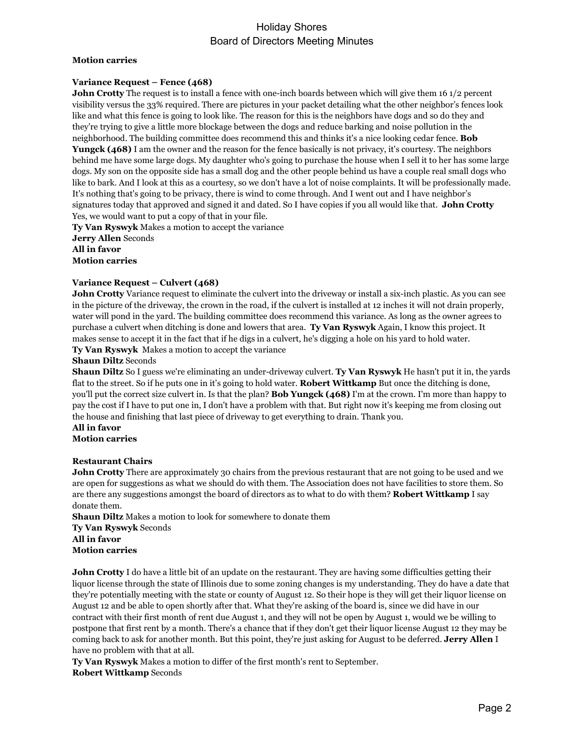**Motion carries**

**Variance Request – Fence (468)**

**John Crotty** The request is to install a fence with one-inch boards between which will give them 16 1/2 percent visibility versus the 33% required. There are pictures in your packet detailing what the other neighbor's fences look like and what this fence is going to look like. The reason for this is the neighbors have dogs and so do they and they're trying to give a little more blockage between the dogs and reduce barking and noise pollution in the neighborhood. The building committee does recommend this and thinks it's a nice looking cedar fence. **Bob Yungck (468)** I am the owner and the reason for the fence basically is not privacy, it's courtesy. The neighbors behind me have some large dogs. My daughter who's going to purchase the house when I sell it to her has some large dogs. My son on the opposite side has a small dog and the other people behind us have a couple real small dogs who like to bark. And I look at this as a courtesy, so we don't have a lot of noise complaints. It will be professionally made. It's nothing that's going to be privacy, there is wind to come through. And I went out and I have neighbor's signatures today that approved and signed it and dated. So I have copies if you all would like that. **John Crotty** Yes, we would want to put a copy of that in your file.

**Ty Van Ryswyk** Makes a motion to accept the variance

**Jerry Allen** Seconds

**All in favor**

**Motion carries**

**Variance Request – Culvert (468)**

**John Crotty** Variance request to eliminate the culvert into the driveway or install a six-inch plastic. As you can see in the picture of the driveway, the crown in the road, if the culvert is installed at 12 inches it will not drain properly, water will pond in the yard. The building committee does recommend this variance. As long as the owner agrees to purchase a culvert when ditching is done and lowers that area. **Ty Van Ryswyk** Again, I know this project. It makes sense to accept it in the fact that if he digs in a culvert, he's digging a hole on his yard to hold water.

**Ty Van Ryswyk** Makes a motion to accept the variance

**Shaun Diltz** Seconds

**Shaun Diltz** So I guess we're eliminating an under-driveway culvert. **Ty Van Ryswyk** He hasn't put it in, the yards flat to the street. So if he puts one in it's going to hold water. **Robert Wittkamp** But once the ditching is done, you'll put the correct size culvert in. Is that the plan? **Bob Yungck (468)** I'm at the crown. I'm more than happy to pay the cost if I have to put one in, I don't have a problem with that. But right now it's keeping me from closing out the house and finishing that last piece of driveway to get everything to drain. Thank you.

**All in favor**

**Motion carries**

**Restaurant Chairs**

**John Crotty** There are approximately 30 chairs from the previous restaurant that are not going to be used and we are open for suggestions as what we should do with them. The Association does not have facilities to store them. So are there any suggestions amongst the board of directors as to what to do with them? **Robert Wittkamp** I say donate them.

**Shaun Diltz** Makes a motion to look for somewhere to donate them

**Ty Van Ryswyk** Seconds

**All in favor**

**Motion carries**

**John Crotty** I do have a little bit of an update on the restaurant. They are having some difficulties getting their liquor license through the state of Illinois due to some zoning changes is my understanding. They do have a date that they're potentially meeting with the state or county of August 12. So their hope is they will get their liquor license on August 12 and be able to open shortly after that. What they're asking of the board is, since we did have in our contract with their first month of rent due August 1, and they will not be open by August 1, would we be willing to postpone that first rent by a month. There's a chance that if they don't get their liquor license August 12 they may be coming back to ask for another month. But this point, they're just asking for August to be deferred. **Jerry Allen** I have no problem with that at all.

**Ty Van Ryswyk** Makes a motion to differ of the first month's rent to September.

**Robert Wittkamp** Seconds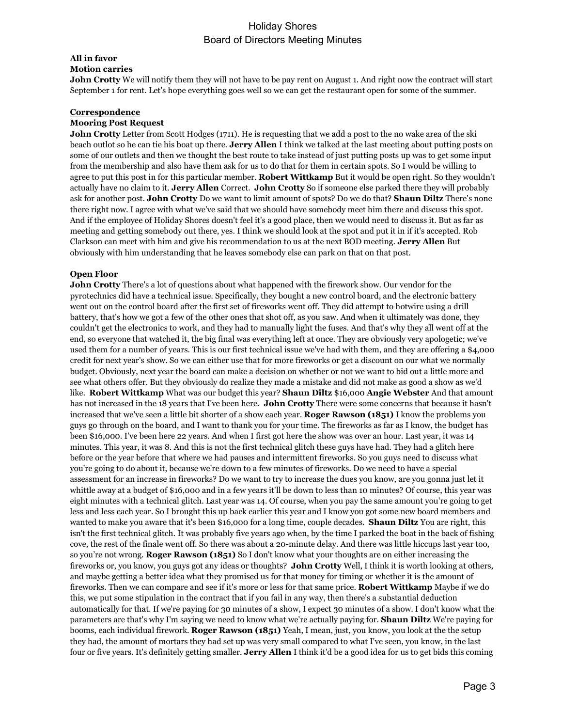**All in favor**
**Motion carries**
**John Crotty** We will notify them they will not have to be pay rent on August 1. And right now the contract will start September 1 for rent. Let's hope everything goes well so we can get the restaurant open for some of the summer.

## Correspondence

### Mooring Post Request

**John Crotty** Letter from Scott Hodges (1711). He is requesting that we add a post to the no wake area of the ski beach outlot so he can tie his boat up there. **Jerry Allen** I think we talked at the last meeting about putting posts on some of our outlets and then we thought the best route to take instead of just putting posts up was to get some input from the membership and also have them ask for us to do that for them in certain spots. So I would be willing to agree to put this post in for this particular member. **Robert Wittkamp** But it would be open right. So they wouldn't actually have no claim to it. **Jerry Allen** Correct. **John Crotty** So if someone else parked there they will probably ask for another post. **John Crotty** Do we want to limit amount of spots? Do we do that? **Shaun Diltz** There's none there right now. I agree with what we've said that we should have somebody meet him there and discuss this spot. And if the employee of Holiday Shores doesn't feel it's a good place, then we would need to discuss it. But as far as meeting and getting somebody out there, yes. I think we should look at the spot and put it in if it's accepted. Rob Clarkson can meet with him and give his recommendation to us at the next BOD meeting. **Jerry Allen** But obviously with him understanding that he leaves somebody else can park on that on that post.

## Open Floor

**John Crotty** There's a lot of questions about what happened with the firework show. Our vendor for the pyrotechnics did have a technical issue. Specifically, they bought a new control board, and the electronic battery went out on the control board after the first set of fireworks went off. They did attempt to hotwire using a drill battery, that's how we got a few of the other ones that shot off, as you saw. And when it ultimately was done, they couldn't get the electronics to work, and they had to manually light the fuses. And that's why they all went off at the end, so everyone that watched it, the big final was everything left at once. They are obviously very apologetic; we've used them for a number of years. This is our first technical issue we've had with them, and they are offering a $4,000 credit for next year's show. So we can either use that for more fireworks or get a discount on our what we normally budget. Obviously, next year the board can make a decision on whether or not we want to bid out a little more and see what others offer. But they obviously do realize they made a mistake and did not make as good a show as we'd like. **Robert Wittkamp** What was our budget this year? **Shaun Diltz** $16,000 **Angie Webster** And that amount has not increased in the 18 years that I've been here. **John Crotty** There were some concerns that because it hasn't increased that we've seen a little bit shorter of a show each year. **Roger Rawson (1851)** I know the problems you guys go through on the board, and I want to thank you for your time. The fireworks as far as I know, the budget has been $16,000. I've been here 22 years. And when I first got here the show was over an hour. Last year, it was 14 minutes. This year, it was 8. And this is not the first technical glitch these guys have had. They had a glitch here before or the year before that where we had pauses and intermittent fireworks. So you guys need to discuss what you're going to do about it, because we're down to a few minutes of fireworks. Do we need to have a special assessment for an increase in fireworks? Do we want to try to increase the dues you know, are you gonna just let it whittle away at a budget of $16,000 and in a few years it'll be down to less than 10 minutes? Of course, this year was eight minutes with a technical glitch. Last year was 14. Of course, when you pay the same amount you're going to get less and less each year. So I brought this up back earlier this year and I know you got some new board members and wanted to make you aware that it's been $16,000 for a long time, couple decades. **Shaun Diltz** You are right, this isn't the first technical glitch. It was probably five years ago when, by the time I parked the boat in the back of fishing cove, the rest of the finale went off. So there was about a 20-minute delay. And there was little hiccups last year too, so you're not wrong. **Roger Rawson (1851)** So I don't know what your thoughts are on either increasing the fireworks or, you know, you guys got any ideas or thoughts? **John Crotty** Well, I think it is worth looking at others, and maybe getting a better idea what they promised us for that money for timing or whether it is the amount of fireworks. Then we can compare and see if it's more or less for that same price. **Robert Wittkamp** Maybe if we do this, we put some stipulation in the contract that if you fail in any way, then there's a substantial deduction automatically for that. If we're paying for 30 minutes of a show, I expect 30 minutes of a show. I don't know what the parameters are that's why I'm saying we need to know what we're actually paying for. **Shaun Diltz** We're paying for booms, each individual firework. **Roger Rawson (1851)** Yeah, I mean, just, you know, you look at the the setup they had, the amount of mortars they had set up was very small compared to what I've seen, you know, in the last four or five years. It's definitely getting smaller. **Jerry Allen** I think it'd be a good idea for us to get bids this coming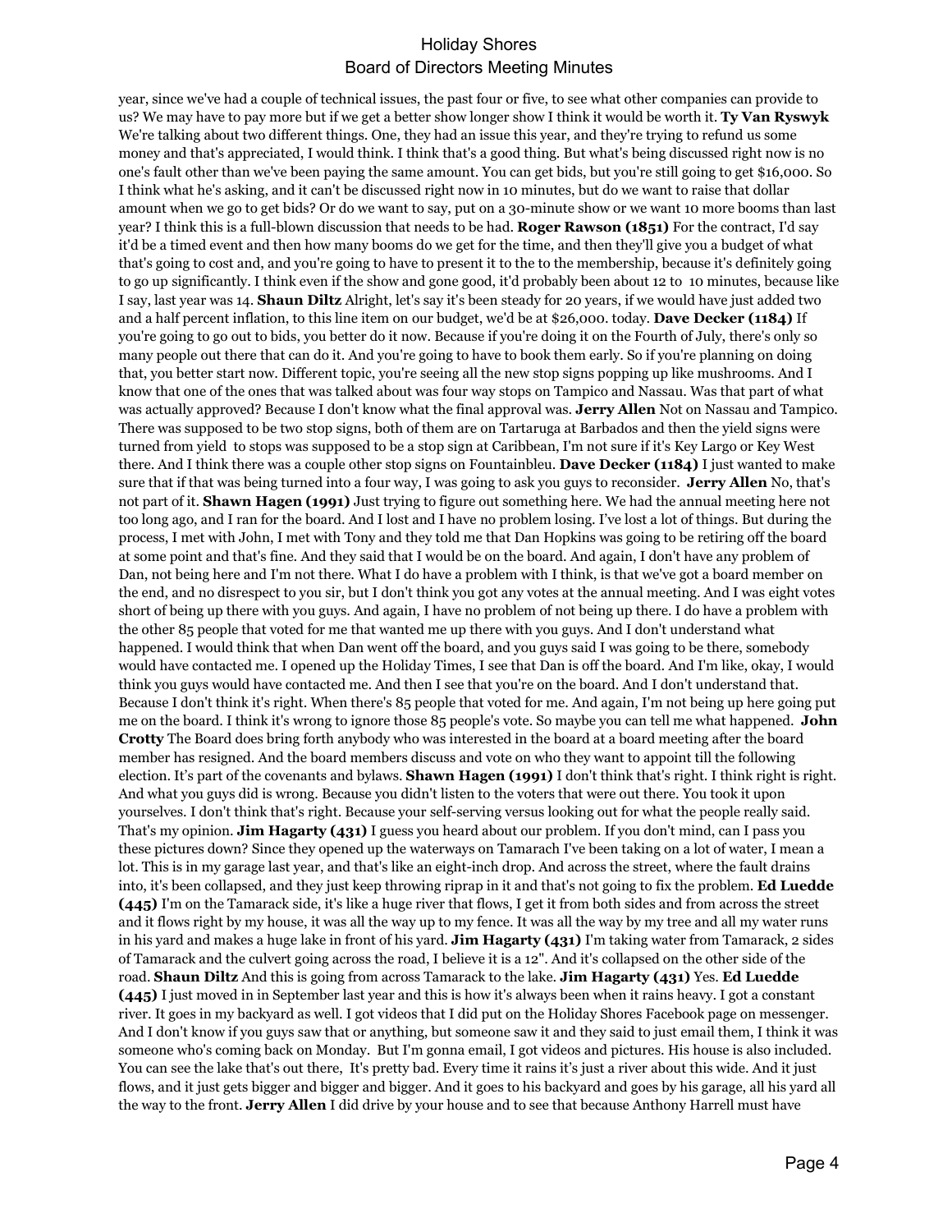year, since we've had a couple of technical issues, the past four or five, to see what other companies can provide to us? We may have to pay more but if we get a better show longer show I think it would be worth it. **Ty Van Ryswyk** We're talking about two different things. One, they had an issue this year, and they're trying to refund us some money and that's appreciated, I would think. I think that's a good thing. But what's being discussed right now is no one's fault other than we've been paying the same amount. You can get bids, but you're still going to get $16,000. So I think what he's asking, and it can't be discussed right now in 10 minutes, but do we want to raise that dollar amount when we go to get bids? Or do we want to say, put on a 30-minute show or we want 10 more booms than last year? I think this is a full-blown discussion that needs to be had. **Roger Rawson (1851)** For the contract, I'd say it'd be a timed event and then how many booms do we get for the time, and then they'll give you a budget of what that's going to cost and, and you're going to have to present it to the to the to the membership, because it's definitely going to go up significantly. I think even if the show and gone good, it'd probably been about 12 to 10 minutes, because like I say, last year was 14. **Shaun Diltz** Alright, let's say it's been steady for 20 years, if we would have just added two and a half percent inflation, to this line item on our budget, we'd be at $26,000. today. **Dave Decker (1184)** If you're going to go out to bids, you better do it now. Because if you're doing it on the Fourth of July, there's only so many people out there that can do it. And you're going to have to book them early. So if you're planning on doing that, you better start now. Different topic, you're seeing all the new stop signs popping up like mushrooms. And I know that one of the ones that was talked about was four way stops on Tampico and Nassau. Was that part of what was actually approved? Because I don't know what the final approval was. **Jerry Allen** Not on Nassau and Tampico. There was supposed to be two stop signs, both of them are on Tartaruga at Barbados and then the yield signs were turned from yield to stops was supposed to be a stop sign at Caribbean, I'm not sure if it's Key Largo or Key West there. And I think there was a couple other stop signs on Fountainbleu. **Dave Decker (1184)** I just wanted to make sure that if that was being turned into a four way, I was going to ask you guys to reconsider. **Jerry Allen** No, that's not part of it. **Shawn Hagen (1991)** Just trying to figure out something here. We had the annual meeting here not too long ago, and I ran for the board. And I lost and I have no problem losing. I've lost a lot of things. But during the process, I met with John, I met with Tony and they told me that Dan Hopkins was going to be retiring off the board at some point and that's fine. And they said that I would be on the board. And again, I don't have any problem of Dan, not being here and I'm not there. What I do have a problem with I think, is that we've got a board member on the end, and no disrespect to you sir, but I don't think you got any votes at the annual meeting. And I was eight votes short of being up there with you guys. And again, I have no problem of not being up there. I do have a problem with the other 85 people that voted for me that wanted me up there with you guys. And I don't understand what happened. I would think that when Dan went off the board, and you guys said I was going to be there, somebody would have contacted me. I opened up the Holiday Times, I see that Dan is off the board. And I'm like, okay, I would think you guys would have contacted me. And then I see that you're on the board. And I don't understand that. Because I don't think it's right. When there's 85 people that voted for me. And again, I'm not being up here going put me on the board. I think it's wrong to ignore those 85 people's vote. So maybe you can tell me what happened. **John Crotty** The Board does bring forth anybody who was interested in the board at a board meeting after the board member has resigned. And the board members discuss and vote on who they want to appoint till the following election. It's part of the covenants and bylaws. **Shawn Hagen (1991)** I don't think that's right. I think right is right. And what you guys did is wrong. Because you didn't listen to the voters that were out there. You took it upon yourselves. I don't think that's right. Because your self-serving versus looking out for what the people really said. That's my opinion. **Jim Hagarty (431)** I guess you heard about our problem. If you don't mind, can I pass you these pictures down? Since they opened up the waterways on Tamarach I've been taking on a lot of water, I mean a lot. This is in my garage last year, and that's like an eight-inch drop. And across the street, where the fault drains into, it's been collapsed, and they just keep throwing riprap in it and that's not going to fix the problem. **Ed Luedde (445)** I'm on the Tamarack side, it's like a huge river that flows, I get it from both sides and from across the street and it flows right by my house, it was all the way up to my fence. It was all the way by my tree and all my water runs in his yard and makes a huge lake in front of his yard. **Jim Hagarty (431)** I'm taking water from Tamarack, 2 sides of Tamarack and the culvert going across the road, I believe it is a 12". And it's collapsed on the other side of the road. **Shaun Diltz** And this is going from across Tamarack to the lake. **Jim Hagarty (431)** Yes. **Ed Luedde (445)** I just moved in in September last year and this is how it's always been when it rains heavy. I got a constant river. It goes in my backyard as well. I got videos that I did put on the Holiday Shores Facebook page on messenger. And I don't know if you guys saw that or anything, but someone saw it and they said to just email them, I think it was someone who's coming back on Monday. But I'm gonna email, I got videos and pictures. His house is also included. You can see the lake that's out there, It's pretty bad. Every time it rains it's just a river about this wide. And it just flows, and it just gets bigger and bigger and bigger. And it goes to his backyard and goes by his garage, all his yard all the way to the front. **Jerry Allen** I did drive by your house and to see that because Anthony Harrell must have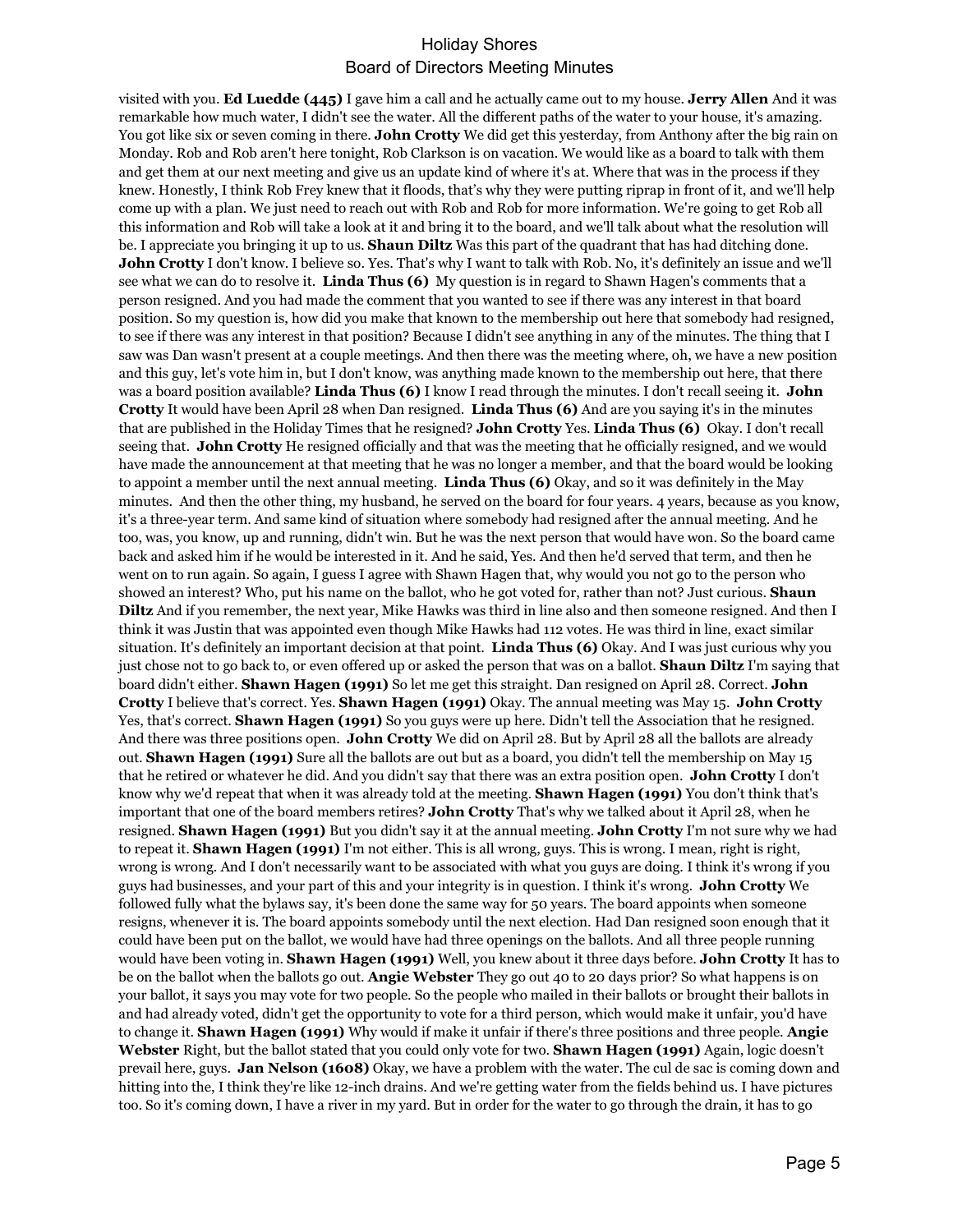visited with you. **Ed Luedde (445)** I gave him a call and he actually came out to my house. **Jerry Allen** And it was remarkable how much water, I didn't see the water. All the different paths of the water to your house, it's amazing. You got like six or seven coming in there. **John Crotty** We did get this yesterday, from Anthony after the big rain on Monday. Rob and Rob aren't here tonight, Rob Clarkson is on vacation. We would like as a board to talk with them and get them at our next meeting and give us an update kind of where it's at. Where that was in the process if they knew. Honestly, I think Rob Frey knew that it floods, that's why they were putting riprap in front of it, and we'll help come up with a plan. We just need to reach out with Rob and Rob for more information. We're going to get Rob all this information and Rob will take a look at it and bring it to the board, and we'll talk about what the resolution will be. I appreciate you bringing it up to us. **Shaun Diltz** Was this part of the quadrant that has had ditching done. **John Crotty** I don't know. I believe so. Yes. That's why I want to talk with Rob. No, it's definitely an issue and we'll see what we can do to resolve it. **Linda Thus (6)** My question is in regard to Shawn Hagen's comments that a person resigned. And you had made the comment that you wanted to see if there was any interest in that board position. So my question is, how did you make that known to the membership out here that somebody had resigned, to see if there was any interest in that position? Because I didn't see anything in any of the minutes. The thing that I saw was Dan wasn't present at a couple meetings. And then there was the meeting where, oh, we have a new position and this guy, let's vote him in, but I don't know, was anything made known to the membership out here, that there was a board position available? **Linda Thus (6)** I know I read through the minutes. I don't recall seeing it. **John Crotty** It would have been April 28 when Dan resigned. **Linda Thus (6)** And are you saying it's in the minutes that are published in the Holiday Times that he resigned? **John Crotty** Yes. **Linda Thus (6)** Okay. I don't recall seeing that. **John Crotty** He resigned officially and that was the meeting that he officially resigned, and we would have made the announcement at that meeting that he was no longer a member, and that the board would be looking to appoint a member until the next annual meeting. **Linda Thus (6)** Okay, and so it was definitely in the May minutes. And then the other thing, my husband, he served on the board for four years. 4 years, because as you know, it's a three-year term. And same kind of situation where somebody had resigned after the annual meeting. And he too, was, you know, up and running, didn't win. But he was the next person that would have won. So the board came back and asked him if he would be interested in it. And he said, Yes. And then he'd served that term, and then he went on to run again. So again, I guess I agree with Shawn Hagen that, why would you not go to the person who showed an interest? Who, put his name on the ballot, who he got voted for, rather than not? Just curious. **Shaun Diltz** And if you remember, the next year, Mike Hawks was third in line also and then someone resigned. And then I think it was Justin that was appointed even though Mike Hawks had 112 votes. He was third in line, exact similar situation. It's definitely an important decision at that point. **Linda Thus (6)** Okay. And I was just curious why you just chose not to go back to, or even offered up or asked the person that was on a ballot. **Shaun Diltz** I'm saying that board didn't either. **Shawn Hagen (1991)** So let me get this straight. Dan resigned on April 28. Correct. **John Crotty** I believe that's correct. Yes. **Shawn Hagen (1991)** Okay. The annual meeting was May 15. **John Crotty** Yes, that's correct. **Shawn Hagen (1991)** So you guys were up here. Didn't tell the Association that he resigned. And there was three positions open. **John Crotty** We did on April 28. But by April 28 all the ballots are already out. **Shawn Hagen (1991)** Sure all the ballots are out but as a board, you didn't tell the membership on May 15 that he retired or whatever he did. And you didn't say that there was an extra position open. **John Crotty** I don't know why we'd repeat that when it was already told at the meeting. **Shawn Hagen (1991)** You don't think that's important that one of the board members retires? **John Crotty** That's why we talked about it April 28, when he resigned. **Shawn Hagen (1991)** But you didn't say it at the annual meeting. **John Crotty** I'm not sure why we had to repeat it. **Shawn Hagen (1991)** I'm not either. This is all wrong, guys. This is wrong. I mean, right is right, wrong is wrong. And I don't necessarily want to be associated with what you guys are doing. I think it's wrong if you guys had businesses, and your part of this and your integrity is in question. I think it's wrong. **John Crotty** We followed fully what the bylaws say, it's been done the same way for 50 years. The board appoints when someone resigns, whenever it is. The board appoints somebody until the next election. Had Dan resigned soon enough that it could have been put on the ballot, we would have had three openings on the ballots. And all three people running would have been voting in. **Shawn Hagen (1991)** Well, you knew about it three days before. **John Crotty** It has to be on the ballot when the ballots go out. **Angie Webster** They go out 40 to 20 days prior? So what happens is on your ballot, it says you may vote for two people. So the people who mailed in their ballots or brought their ballots in and had already voted, didn't get the opportunity to vote for a third person, which would make it unfair, you'd have to change it. **Shawn Hagen (1991)** Why would if make it unfair if there's three positions and three people. **Angie Webster** Right, but the ballot stated that you could only vote for two. **Shawn Hagen (1991)** Again, logic doesn't prevail here, guys. **Jan Nelson (1608)** Okay, we have a problem with the water. The cul de sac is coming down and hitting into the, I think they're like 12-inch drains. And we're getting water from the fields behind us. I have pictures too. So it's coming down, I have a river in my yard. But in order for the water to go through the drain, it has to go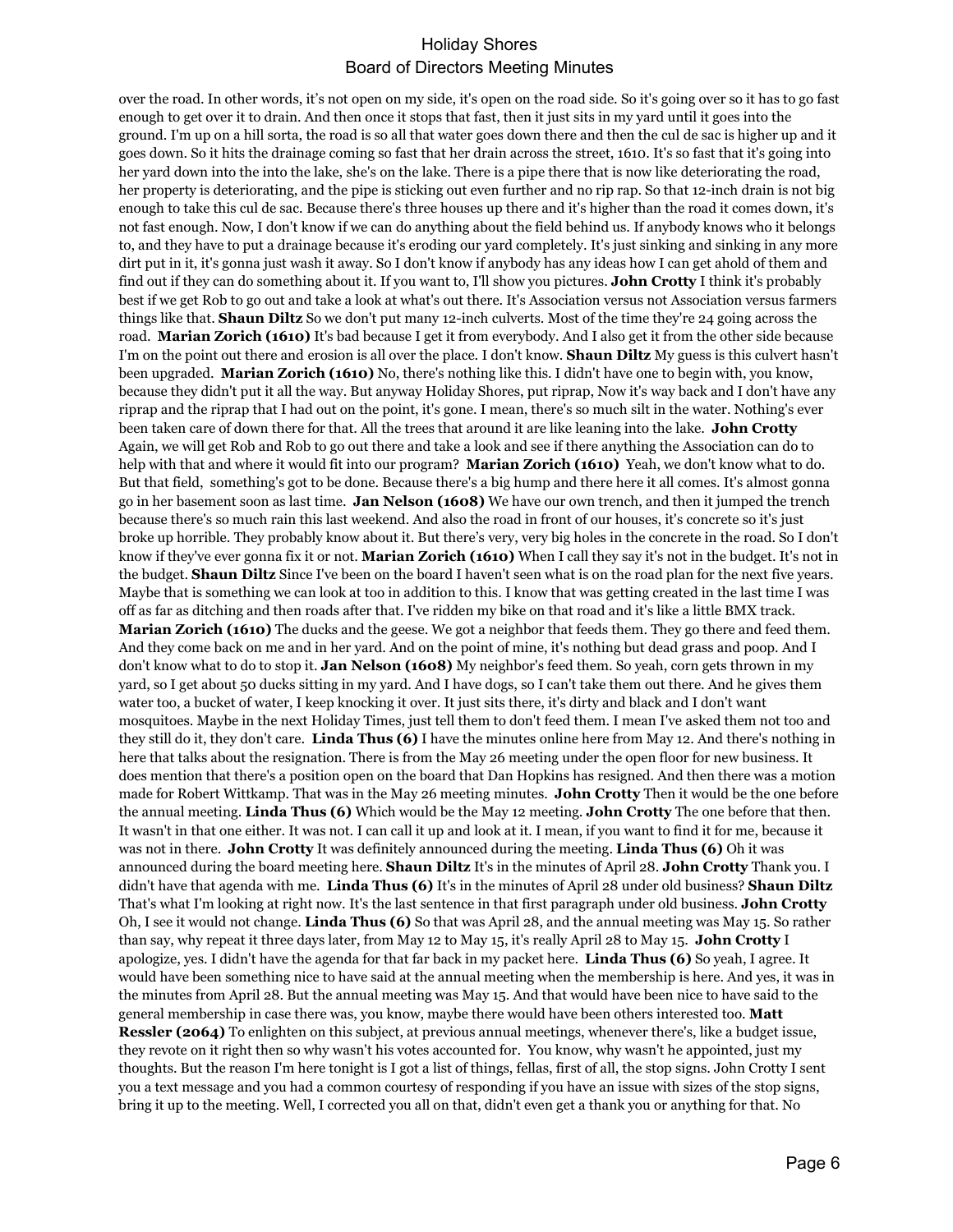over the road. In other words, it's not open on my side, it's open on the road side. So it's going over so it has to go fast enough to get over it to drain. And then once it stops that fast, then it just sits in my yard until it goes into the ground. I'm up on a hill sorta, the road is so all that water goes down there and then the cul de sac is higher up and it goes down. So it hits the drainage coming so fast that her drain across the street, 1610. It's so fast that it's going into her yard down into the into the lake, she's on the lake. There is a pipe there that is now like deteriorating the road, her property is deteriorating, and the pipe is sticking out even further and no rip rap. So that 12-inch drain is not big enough to take this cul de sac. Because there's three houses up there and it's higher than the road it comes down, it's not fast enough. Now, I don't know if we can do anything about the field behind us. If anybody knows who it belongs to, and they have to put a drainage because it's eroding our yard completely. It's just sinking and sinking in any more dirt put in it, it's gonna just wash it away. So I don't know if anybody has any ideas how I can get ahold of them and find out if they can do something about it. If you want to, I'll show you pictures. **John Crotty** I think it's probably best if we get Rob to go out and take a look at what's out there. It's Association versus not Association versus farmers things like that. **Shaun Diltz** So we don't put many 12-inch culverts. Most of the time they're 24 going across the road. **Marian Zorich (1610)** It's bad because I get it from everybody. And I also get it from the other side because I'm on the point out there and erosion is all over the place. I don't know. **Shaun Diltz** My guess is this culvert hasn't been upgraded. **Marian Zorich (1610)** No, there's nothing like this. I didn't have one to begin with, you know, because they didn't put it all the way. But anyway Holiday Shores, put riprap, Now it's way back and I don't have any riprap and the riprap that I had out on the point, it's gone. I mean, there's so much silt in the water. Nothing's ever been taken care of down there for that. All the trees that around it are like leaning into the lake. **John Crotty** Again, we will get Rob and Rob to go out there and take a look and see if there anything the Association can do to help with that and where it would fit into our program? **Marian Zorich (1610)** Yeah, we don't know what to do. But that field, something's got to be done. Because there's a big hump and there here it all comes. It's almost gonna go in her basement soon as last time. **Jan Nelson (1608)** We have our own trench, and then it jumped the trench because there's so much rain this last weekend. And also the road in front of our houses, it's concrete so it's just broke up horrible. They probably know about it. But there's very, very big holes in the concrete in the road. So I don't know if they've ever gonna fix it or not. **Marian Zorich (1610)** When I call they say it's not in the budget. It's not in the budget. **Shaun Diltz** Since I've been on the board I haven't seen what is on the road plan for the next five years. Maybe that is something we can look at too in addition to this. I know that was getting created in the last time I was off as far as ditching and then roads after that. I've ridden my bike on that road and it's like a little BMX track. **Marian Zorich (1610)** The ducks and the geese. We got a neighbor that feeds them. They go there and feed them. And they come back on me and in her yard. And on the point of mine, it's nothing but dead grass and poop. And I don't know what to do to stop it. **Jan Nelson (1608)** My neighbor's feed them. So yeah, corn gets thrown in my yard, so I get about 50 ducks sitting in my yard. And I have dogs, so I can't take them out there. And he gives them water too, a bucket of water, I keep knocking it over. It just sits there, it's dirty and black and I don't want mosquitoes. Maybe in the next Holiday Times, just tell them to don't feed them. I mean I've asked them not too and they still do it, they don't care. **Linda Thus (6)** I have the minutes online here from May 12. And there's nothing in here that talks about the resignation. There is from the May 26 meeting under the open floor for new business. It does mention that there's a position open on the board that Dan Hopkins has resigned. And then there was a motion made for Robert Wittkamp. That was in the May 26 meeting minutes. **John Crotty** Then it would be the one before the annual meeting. **Linda Thus (6)** Which would be the May 12 meeting. **John Crotty** The one before that then. It wasn't in that one either. It was not. I can call it up and look at it. I mean, if you want to find it for me, because it was not in there. **John Crotty** It was definitely announced during the meeting. **Linda Thus (6)** Oh it was announced during the board meeting here. **Shaun Diltz** It's in the minutes of April 28. **John Crotty** Thank you. I didn't have that agenda with me. **Linda Thus (6)** It's in the minutes of April 28 under old business? **Shaun Diltz** That's what I'm looking at right now. It's the last sentence in that first paragraph under old business. **John Crotty** Oh, I see it would not change. **Linda Thus (6)** So that was April 28, and the annual meeting was May 15. So rather than say, why repeat it three days later, from May 12 to May 15, it's really April 28 to May 15. **John Crotty** I apologize, yes. I didn't have the agenda for that far back in my packet here. **Linda Thus (6)** So yeah, I agree. It would have been something nice to have said at the annual meeting when the membership is here. And yes, it was in the minutes from April 28. But the annual meeting was May 15. And that would have been nice to have said to the general membership in case there was, you know, maybe there would have been others interested too. **Matt Ressler (2064)** To enlighten on this subject, at previous annual meetings, whenever there's, like a budget issue, they revote on it right then so why wasn't his votes accounted for. You know, why wasn't he appointed, just my thoughts. But the reason I'm here tonight is I got a list of things, fellas, first of all, the stop signs. John Crotty I sent you a text message and you had a common courtesy of responding if you have an issue with sizes of the stop signs, bring it up to the meeting. Well, I corrected you all on that, didn't even get a thank you or anything for that. No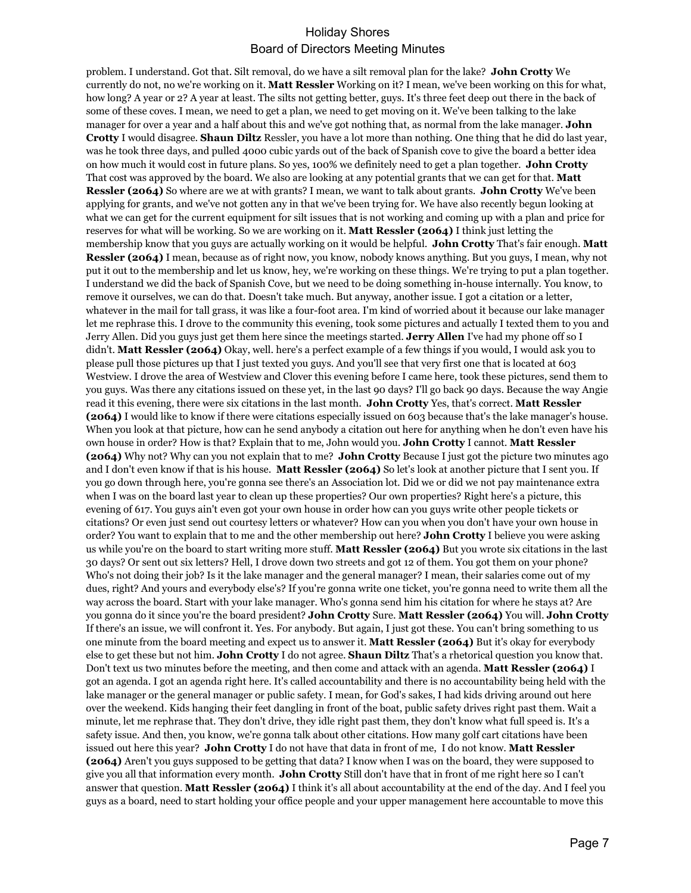problem. I understand. Got that. Silt removal, do we have a silt removal plan for the lake? **John Crotty** We currently do not, no we're working on it. **Matt Ressler** Working on it? I mean, we've been working on this for what, how long? A year or 2? A year at least. The silts not getting better, guys. It's three feet deep out there in the back of some of these coves. I mean, we need to get a plan, we need to get moving on it. We've been talking to the lake manager for over a year and a half about this and we've got nothing that, as normal from the lake manager. **John Crotty** I would disagree. **Shaun Diltz** Ressler, you have a lot more than nothing. One thing that he did do last year, was he took three days, and pulled 4000 cubic yards out of the back of Spanish cove to give the board a better idea on how much it would cost in future plans. So yes, 100% we definitely need to get a plan together. **John Crotty** That cost was approved by the board. We also are looking at any potential grants that we can get for that. **Matt Ressler (2064)** So where are we at with grants? I mean, we want to talk about grants. **John Crotty** We've been applying for grants, and we've not gotten any in that we've been trying for. We have also recently begun looking at what we can get for the current equipment for silt issues that is not working and coming up with a plan and price for reserves for what will be working. So we are working on it. **Matt Ressler (2064)** I think just letting the membership know that you guys are actually working on it would be helpful. **John Crotty** That's fair enough. **Matt Ressler (2064)** I mean, because as of right now, you know, nobody knows anything. But you guys, I mean, why not put it out to the membership and let us know, hey, we're working on these things. We're trying to put a plan together. I understand we did the back of Spanish Cove, but we need to be doing something in-house internally. You know, to remove it ourselves, we can do that. Doesn't take much. But anyway, another issue. I got a citation or a letter, whatever in the mail for tall grass, it was like a four-foot area. I'm kind of worried about it because our lake manager let me rephrase this. I drove to the community this evening, took some pictures and actually I texted them to you and Jerry Allen. Did you guys just get them here since the meetings started. **Jerry Allen** I've had my phone off so I didn't. **Matt Ressler (2064)** Okay, well. here's a perfect example of a few things if you would, I would ask you to please pull those pictures up that I just texted you guys. And you'll see that very first one that is located at 603 Westview. I drove the area of Westview and Clover this evening before I came here, took these pictures, send them to you guys. Was there any citations issued on these yet, in the last 90 days? I'll go back 90 days. Because the way Angie read it this evening, there were six citations in the last month. **John Crotty** Yes, that's correct. **Matt Ressler (2064)** I would like to know if there were citations especially issued on 603 because that's the lake manager's house. When you look at that picture, how can he send anybody a citation out here for anything when he don't even have his own house in order? How is that? Explain that to me, John would you. **John Crotty** I cannot. **Matt Ressler (2064)** Why not? Why can you not explain that to me? **John Crotty** Because I just got the picture two minutes ago and I don't even know if that is his house. **Matt Ressler (2064)** So let's look at another picture that I sent you. If you go down through here, you're gonna see there's an Association lot. Did we or did we not pay maintenance extra when I was on the board last year to clean up these properties? Our own properties? Right here's a picture, this evening of 617. You guys ain't even got your own house in order how can you guys write other people tickets or citations? Or even just send out courtesy letters or whatever? How can you when you don't have your own house in order? You want to explain that to me and the other membership out here? **John Crotty** I believe you were asking us while you're on the board to start writing more stuff. **Matt Ressler (2064)** But you wrote six citations in the last 30 days? Or sent out six letters? Hell, I drove down two streets and got 12 of them. You got them on your phone? Who's not doing their job? Is it the lake manager and the general manager? I mean, their salaries come out of my dues, right? And yours and everybody else's? If you're gonna write one ticket, you're gonna need to write them all the way across the board. Start with your lake manager. Who's gonna send him his citation for where he stays at? Are you gonna do it since you're the board president? **John Crotty** Sure. **Matt Ressler (2064)** You will. **John Crotty** If there's an issue, we will confront it. Yes. For anybody. But again, I just got these. You can't bring something to us one minute from the board meeting and expect us to answer it. **Matt Ressler (2064)** But it's okay for everybody else to get these but not him. **John Crotty** I do not agree. **Shaun Diltz** That's a rhetorical question you know that. Don't text us two minutes before the meeting, and then come and attack with an agenda. **Matt Ressler (2064)** I got an agenda. I got an agenda right here. It's called accountability and there is no accountability being held with the lake manager or the general manager or public safety. I mean, for God's sakes, I had kids driving around out here over the weekend. Kids hanging their feet dangling in front of the boat, public safety drives right past them. Wait a minute, let me rephrase that. They don't drive, they idle right past them, they don't know what full speed is. It's a safety issue. And then, you know, we're gonna talk about other citations. How many golf cart citations have been issued out here this year? **John Crotty** I do not have that data in front of me, I do not know. **Matt Ressler (2064)** Aren't you guys supposed to be getting that data? I know when I was on the board, they were supposed to give you all that information every month. **John Crotty** Still don't have that in front of me right here so I can't answer that question. **Matt Ressler (2064)** I think it's all about accountability at the end of the day. And I feel you guys as a board, need to start holding your office people and your upper management here accountable to move this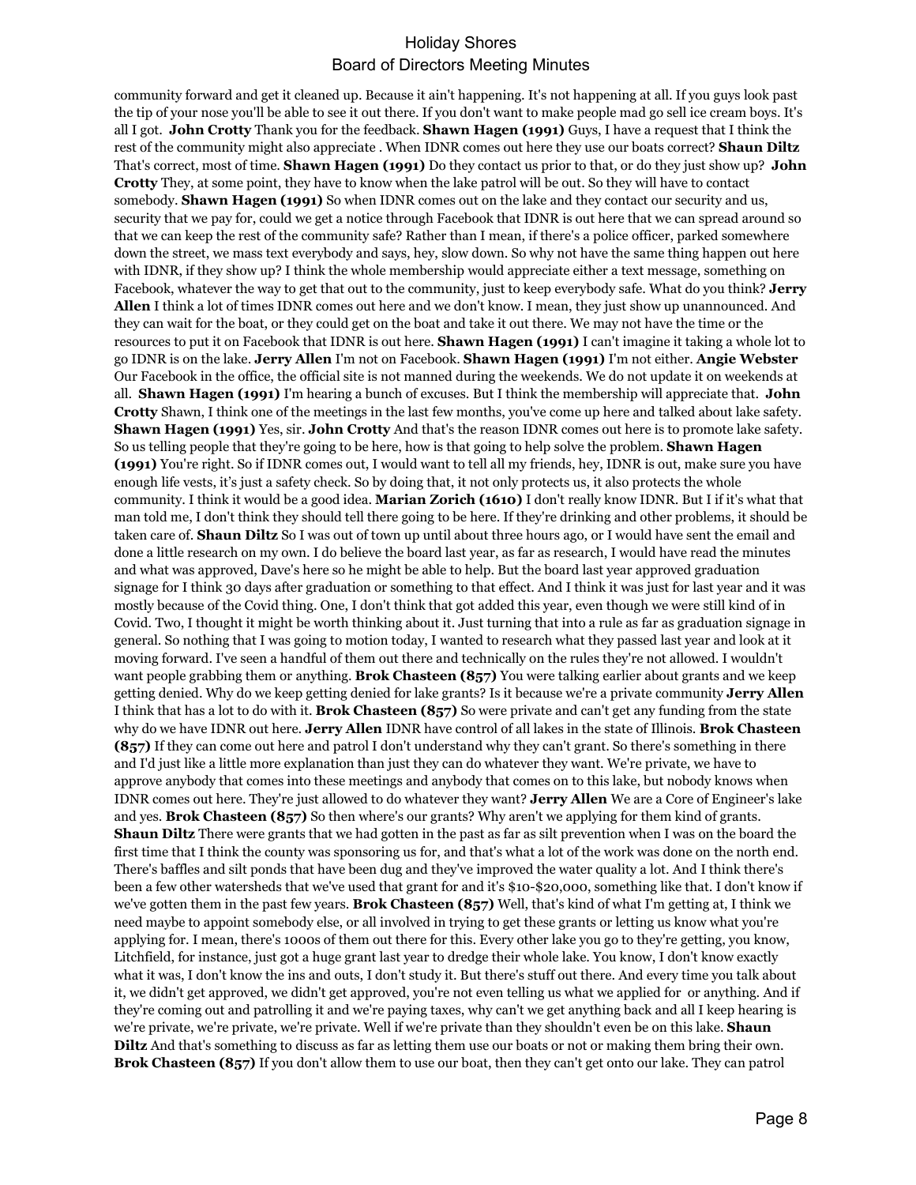community forward and get it cleaned up. Because it ain't happening. It's not happening at all. If you guys look past the tip of your nose you'll be able to see it out there. If you don't want to make people mad go sell ice cream boys. It's all I got. **John Crotty** Thank you for the feedback. **Shawn Hagen (1991)** Guys, I have a request that I think the rest of the community might also appreciate . When IDNR comes out here they use our boats correct? **Shaun Diltz** That's correct, most of time. **Shawn Hagen (1991)** Do they contact us prior to that, or do they just show up? **John Crotty** They, at some point, they have to know when the lake patrol will be out. So they will have to contact somebody. **Shawn Hagen (1991)** So when IDNR comes out on the lake and they contact our security and us, security that we pay for, could we get a notice through Facebook that IDNR is out here that we can spread around so that we can keep the rest of the community safe? Rather than I mean, if there's a police officer, parked somewhere down the street, we mass text everybody and says, hey, slow down. So why not have the same thing happen out here with IDNR, if they show up? I think the whole membership would appreciate either a text message, something on Facebook, whatever the way to get that out to the community, just to keep everybody safe. What do you think? **Jerry Allen** I think a lot of times IDNR comes out here and we don't know. I mean, they just show up unannounced. And they can wait for the boat, or they could get on the boat and take it out there. We may not have the time or the resources to put it on Facebook that IDNR is out here. **Shawn Hagen (1991)** I can't imagine it taking a whole lot to go IDNR is on the lake. **Jerry Allen** I'm not on Facebook. **Shawn Hagen (1991)** I'm not either. **Angie Webster** Our Facebook in the office, the official site is not manned during the weekends. We do not update it on weekends at all. **Shawn Hagen (1991)** I'm hearing a bunch of excuses. But I think the membership will appreciate that. **John Crotty** Shawn, I think one of the meetings in the last few months, you've come up here and talked about lake safety. **Shawn Hagen (1991)** Yes, sir. **John Crotty** And that's the reason IDNR comes out here is to promote lake safety. So us telling people that they're going to be here, how is that going to help solve the problem. **Shawn Hagen (1991)** You're right. So if IDNR comes out, I would want to tell all my friends, hey, IDNR is out, make sure you have enough life vests, it's just a safety check. So by doing that, it not only protects us, it also protects the whole community. I think it would be a good idea. **Marian Zorich (1610)** I don't really know IDNR. But I if it's what that man told me, I don't think they should tell there going to be here. If they're drinking and other problems, it should be taken care of. **Shaun Diltz** So I was out of town up until about three hours ago, or I would have sent the email and done a little research on my own. I do believe the board last year, as far as research, I would have read the minutes and what was approved, Dave's here so he might be able to help. But the board last year approved graduation signage for I think 30 days after graduation or something to that effect. And I think it was just for last year and it was mostly because of the Covid thing. One, I don't think that got added this year, even though we were still kind of in Covid. Two, I thought it might be worth thinking about it. Just turning that into a rule as far as graduation signage in general. So nothing that I was going to motion today, I wanted to research what they passed last year and look at it moving forward. I've seen a handful of them out there and technically on the rules they're not allowed. I wouldn't want people grabbing them or anything. **Brok Chasteen (857)** You were talking earlier about grants and we keep getting denied. Why do we keep getting denied for lake grants? Is it because we're a private community **Jerry Allen** I think that has a lot to do with it. **Brok Chasteen (857)** So were private and can't get any funding from the state why do we have IDNR out here. **Jerry Allen** IDNR have control of all lakes in the state of Illinois. **Brok Chasteen (857)** If they can come out here and patrol I don't understand why they can't grant. So there's something in there and I'd just like a little more explanation than just they can do whatever they want. We're private, we have to approve anybody that comes into these meetings and anybody that comes on to this lake, but nobody knows when IDNR comes out here. They're just allowed to do whatever they want? **Jerry Allen** We are a Core of Engineer's lake and yes. **Brok Chasteen (857)** So then where's our grants? Why aren't we applying for them kind of grants. **Shaun Diltz** There were grants that we had gotten in the past as far as silt prevention when I was on the board the first time that I think the county was sponsoring us for, and that's what a lot of the work was done on the north end. There's baffles and silt ponds that have been dug and they've improved the water quality a lot. And I think there's been a few other watersheds that we've used that grant for and it's $10-$20,000, something like that. I don't know if we've gotten them in the past few years. **Brok Chasteen (857)** Well, that's kind of what I'm getting at, I think we need maybe to appoint somebody else, or all involved in trying to get these grants or letting us know what you're applying for. I mean, there's 1000s of them out there for this. Every other lake you go to they're getting, you know, Litchfield, for instance, just got a huge grant last year to dredge their whole lake. You know, I don't know exactly what it was, I don't know the ins and outs, I don't study it. But there's stuff out there. And every time you talk about it, we didn't get approved, we didn't get approved, you're not even telling us what we applied for or anything. And if they're coming out and patrolling it and we're paying taxes, why can't we get anything back and all I keep hearing is we're private, we're private, we're private. Well if we're private than they shouldn't even be on this lake. **Shaun Diltz** And that's something to discuss as far as letting them use our boats or not or making them bring their own. **Brok Chasteen (857)** If you don't allow them to use our boat, then they can't get onto our lake. They can patrol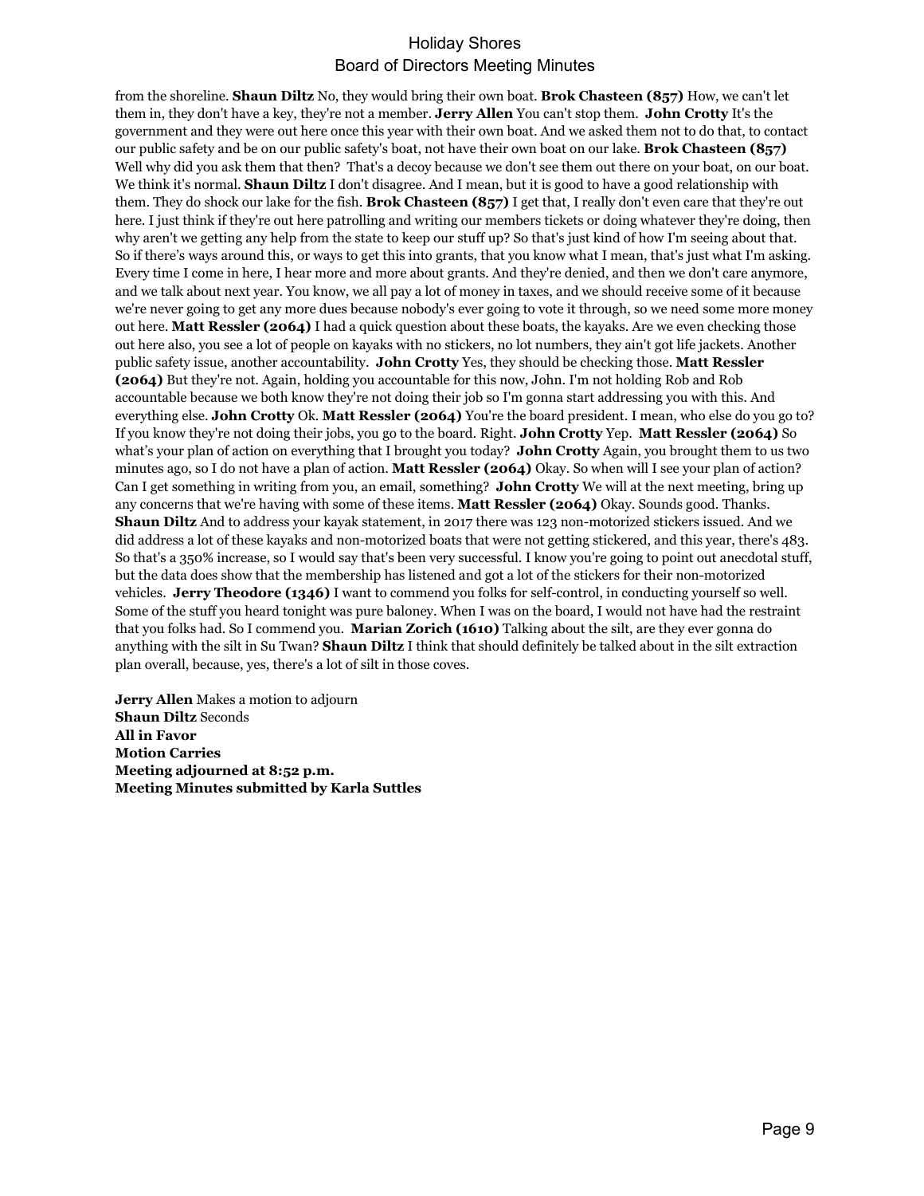from the shoreline. **Shaun Diltz** No, they would bring their own boat. **Brok Chasteen (857)** How, we can't let them in, they don't have a key, they're not a member. **Jerry Allen** You can't stop them. **John Crotty** It's the government and they were out here once this year with their own boat. And we asked them not to do that, to contact our public safety and be on our public safety's boat, not have their own boat on our lake. **Brok Chasteen (857)** Well why did you ask them that then? That's a decoy because we don't see them out there on your boat, on our boat. We think it's normal. **Shaun Diltz** I don't disagree. And I mean, but it is good to have a good relationship with them. They do shock our lake for the fish. **Brok Chasteen (857)** I get that, I really don't even care that they're out here. I just think if they're out here patrolling and writing our members tickets or doing whatever they're doing, then why aren't we getting any help from the state to keep our stuff up? So that's just kind of how I'm seeing about that. So if there's ways around this, or ways to get this into grants, that you know what I mean, that's just what I'm asking. Every time I come in here, I hear more and more about grants. And they're denied, and then we don't care anymore, and we talk about next year. You know, we all pay a lot of money in taxes, and we should receive some of it because we're never going to get any more dues because nobody's ever going to vote it through, so we need some more money out here. **Matt Ressler (2064)** I had a quick question about these boats, the kayaks. Are we even checking those out here also, you see a lot of people on kayaks with no stickers, no lot numbers, they ain't got life jackets. Another public safety issue, another accountability. **John Crotty** Yes, they should be checking those. **Matt Ressler (2064)** But they're not. Again, holding you accountable for this now, John. I'm not holding Rob and Rob accountable because we both know they're not doing their job so I'm gonna start addressing you with this. And everything else. **John Crotty** Ok. **Matt Ressler (2064)** You're the board president. I mean, who else do you go to? If you know they're not doing their jobs, you go to the board. Right. **John Crotty** Yep. **Matt Ressler (2064)** So what's your plan of action on everything that I brought you today? **John Crotty** Again, you brought them to us two minutes ago, so I do not have a plan of action. **Matt Ressler (2064)** Okay. So when will I see your plan of action? Can I get something in writing from you, an email, something? **John Crotty** We will at the next meeting, bring up any concerns that we're having with some of these items. **Matt Ressler (2064)** Okay. Sounds good. Thanks. **Shaun Diltz** And to address your kayak statement, in 2017 there was 123 non-motorized stickers issued. And we did address a lot of these kayaks and non-motorized boats that were not getting stickered, and this year, there's 483. So that's a 350% increase, so I would say that's been very successful. I know you're going to point out anecdotal stuff, but the data does show that the membership has listened and got a lot of the stickers for their non-motorized vehicles. **Jerry Theodore (1346)** I want to commend you folks for self-control, in conducting yourself so well. Some of the stuff you heard tonight was pure baloney. When I was on the board, I would not have had the restraint that you folks had. So I commend you. **Marian Zorich (1610)** Talking about the silt, are they ever gonna do anything with the silt in Su Twan? **Shaun Diltz** I think that should definitely be talked about in the silt extraction plan overall, because, yes, there's a lot of silt in those coves.

**Jerry Allen** Makes a motion to adjourn
**Shaun Diltz** Seconds
**All in Favor**
**Motion Carries**
**Meeting adjourned at 8:52 p.m.**
**Meeting Minutes submitted by Karla Suttles**